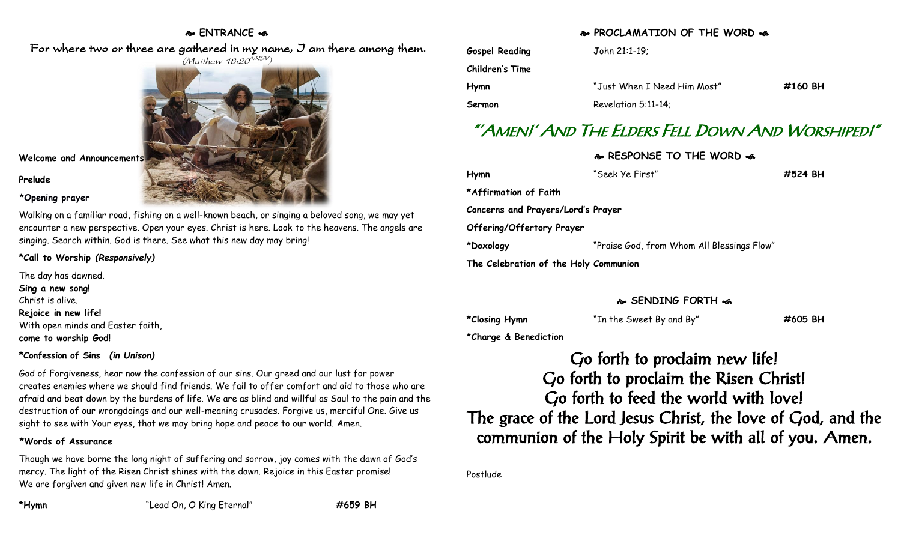## ENTRANCE

*For where two or three are gathered in my name, I am there among them.*
*(Matthew 18:20 NRSV)*

**Welcome and Announcements**

**Prelude**

**\*Opening prayer**

Walking on a familiar road, fishing on a well-known beach, or singing a beloved song, we may yet encounter a new perspective. Open your eyes. Christ is here. Look to the heavens. The angels are singing. Search within. God is there. See what this new day may bring!

**\*Call to Worship *(Responsively)***

The day has dawned.
**Sing a new song!**
Christ is alive.
**Rejoice in new life!**
With open minds and Easter faith,
**come to worship God!**

**\*Confession of Sins *(in Unison)***

God of Forgiveness, hear now the confession of our sins. Our greed and our lust for power creates enemies where we should find friends. We fail to offer comfort and aid to those who are afraid and beat down by the burdens of life. We are as blind and willful as Saul to the pain and the destruction of our wrongdoings and our well-meaning crusades. Forgive us, merciful One. Give us sight to see with Your eyes, that we may bring hope and peace to our world. Amen.

**\*Words of Assurance**

Though we have borne the long night of suffering and sorrow, joy comes with the dawn of God's mercy. The light of the Risen Christ shines with the dawn. Rejoice in this Easter promise!
We are forgiven and given new life in Christ! Amen.

**\*Hymn** "Lead On, O King Eternal" **#659 BH**

## PROCLAMATION OF THE WORD

**Gospel Reading** John 21:1-19;

**Children's Time**

**Hymn** "Just When I Need Him Most" **#160 BH**

**Sermon** Revelation 5:11-14;

# "'Amen!' And The Elders Fell Down And Worshiped!"

## RESPONSE TO THE WORD

**Hymn** "Seek Ye First" **#524 BH**

**\*Affirmation of Faith**

**Concerns and Prayers/Lord's Prayer**

**Offering/Offertory Prayer**

**\*Doxology** "Praise God, from Whom All Blessings Flow"

**The Celebration of the Holy Communion**

## SENDING FORTH

**\*Closing Hymn** "In the Sweet By and By" **#605 BH**

**\*Charge & Benediction**

Go forth to proclaim new life!
Go forth to proclaim the Risen Christ!
Go forth to feed the world with love!
The grace of the Lord Jesus Christ, the love of God, and the communion of the Holy Spirit be with all of you. Amen.

Postlude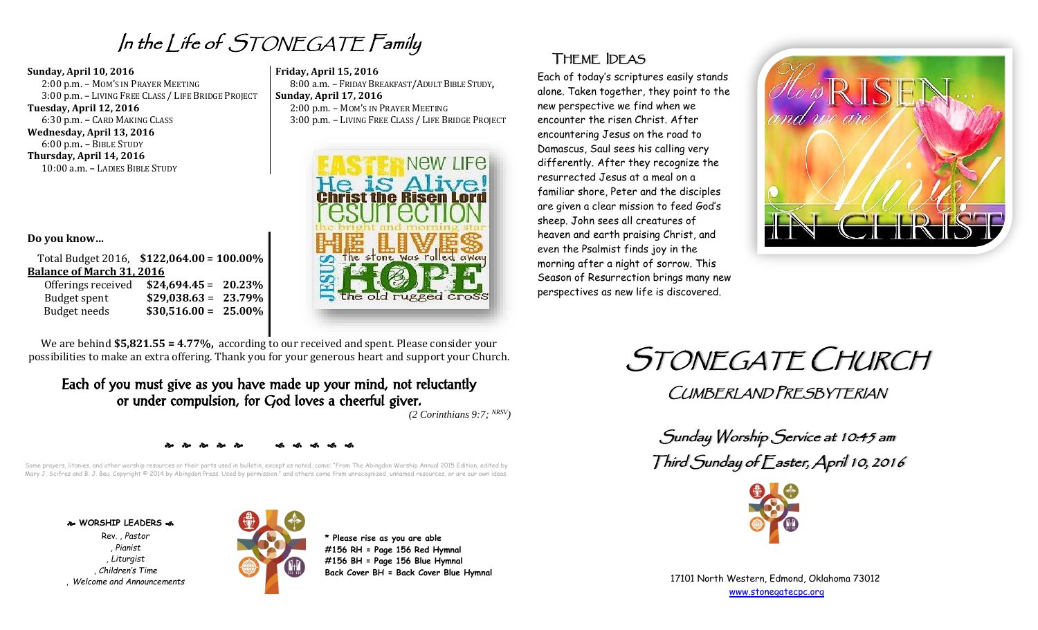# In the Life of STONEGATE Family

**Sunday, April 10, 2016**
2:00 p.m. – Mom's in Prayer Meeting
3:00 p.m. – Living Free Class / Life Bridge Project
**Tuesday, April 12, 2016**
6:30 p.m. – Card Making Class
**Wednesday, April 13, 2016**
6:00 p.m. – Bible Study
**Thursday, April 14, 2016**
10:00 a.m. – Ladies Bible Study

**Friday, April 15, 2016**
8:00 a.m. – Friday Breakfast/Adult Bible Study,
**Sunday, April 17, 2016**
2:00 p.m. – Mom's in Prayer Meeting
3:00 p.m. – Living Free Class / Life Bridge Project

**Do you know…**

| | | |
|---|---|---|
| Total Budget 2016, | **$122,064.00 =** | **100.00%** |
| **Balance of March 31, 2016** | | |
| Offerings received | **$24,694.45 =** | **20.23%** |
| Budget spent | **$29,038.63 =** | **23.79%** |
| Budget needs | **$30,516.00 =** | **25.00%** |

We are behind **$5,821.55 = 4.77%,** according to our received and spent. Please consider your possibilities to make an extra offering. Thank you for your generous heart and support your Church.

**Each of you must give as you have made up your mind, not reluctantly or under compulsion, for God loves a cheerful giver.**
*(2 Corinthians 9:7; NRSV)*

Some prayers, litanies, and other worship resources or their parts used in bulletin, except as noted, come: "From The Abingdon Worship Annual 2015 Edition, edited by Mary J. Scifres and B. J. Beu. Copyright © 2014 by Abingdon Press. Used by permission." and others come from unrecognized, unnamed resources, or are our own ideas.

**WORSHIP LEADERS**
Rev. , *Pastor*
, *Pianist*
, *Liturgist*
, *Children's Time*
, *Welcome and Announcements*

**\* Please rise as you are able**
**#156 RH = Page 156 Red Hymnal**
**#156 BH = Page 156 Blue Hymnal**
**Back Cover BH = Back Cover Blue Hymnal**

## Theme Ideas

Each of today's scriptures easily stands alone. Taken together, they point to the new perspective we find when we encounter the risen Christ. After encountering Jesus on the road to Damascus, Saul sees his calling very differently. After they recognize the resurrected Jesus at a meal on a familiar shore, Peter and the disciples are given a clear mission to feed God's sheep. John sees all creatures of heaven and earth praising Christ, and even the Psalmist finds joy in the morning after a night of sorrow. This Season of Resurrection brings many new perspectives as new life is discovered.

# STONEGATE CHURCH

## CUMBERLAND PRESBYTERIAN

### Sunday Worship Service at 10:45 am
### Third Sunday of Easter, April 10, 2016

17101 North Western, Edmond, Oklahoma 73012
www.stonegatecpc.org